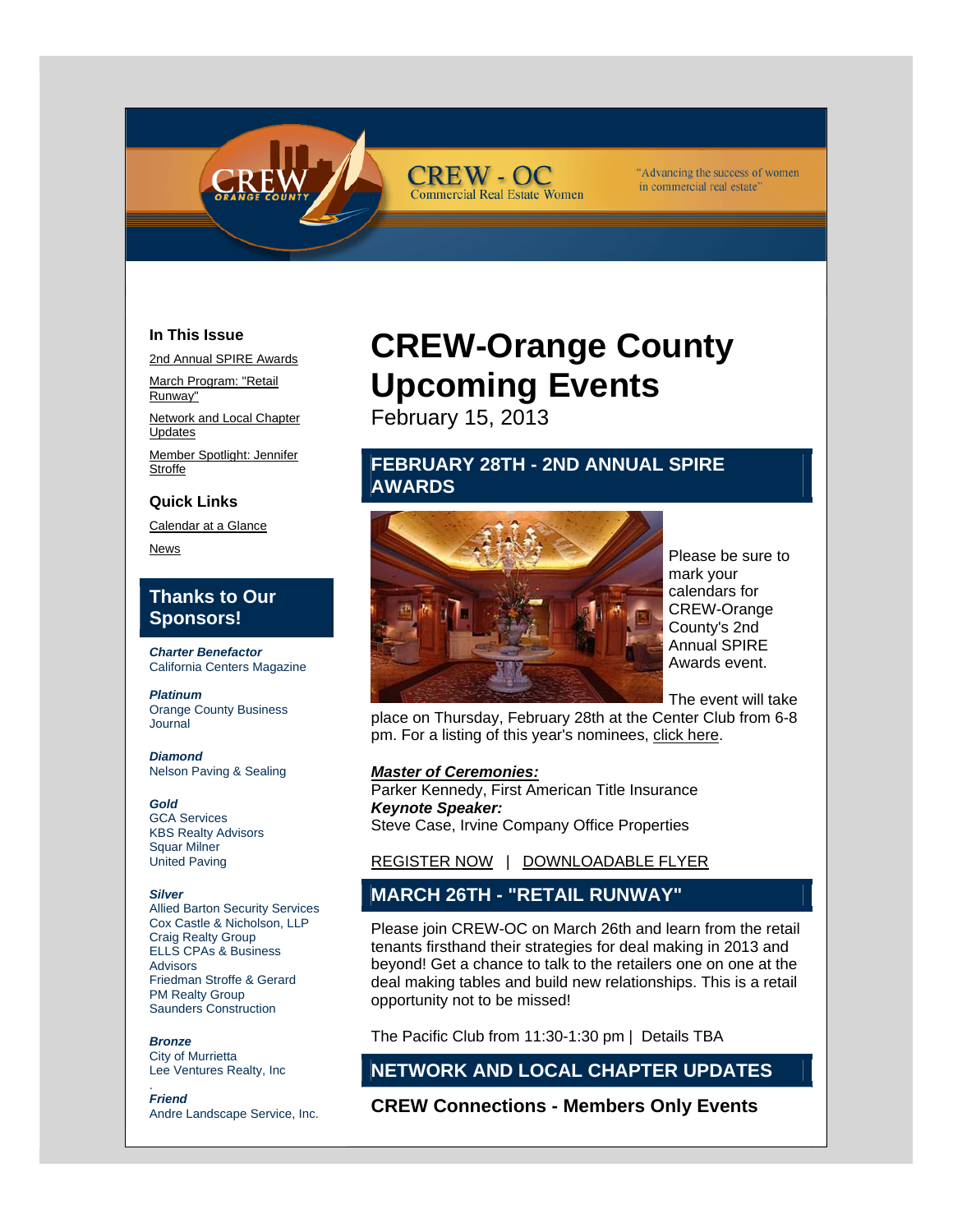CREW - OC
Commercial Real Estate Women

"Advancing the success of women in commercial real estate"

### In This Issue

2nd Annual SPIRE Awards

March Program: "Retail Runway"

Network and Local Chapter Updates

Member Spotlight: Jennifer Stroffe

### Quick Links

Calendar at a Glance

News

### Thanks to Our Sponsors!

***Charter Benefactor***
California Centers Magazine

***Platinum***
Orange County Business Journal

***Diamond***
Nelson Paving & Sealing

***Gold***
GCA Services
KBS Realty Advisors
Squar Milner
United Paving

***Silver***
Allied Barton Security Services
Cox Castle & Nicholson, LLP
Craig Realty Group
ELLS CPAs & Business Advisors
Friedman Stroffe & Gerard
PM Realty Group
Saunders Construction

***Bronze***
City of Murrietta
Lee Ventures Realty, Inc

***Friend***
Andre Landscape Service, Inc.

# CREW-Orange County Upcoming Events

February 15, 2013

## FEBRUARY 28TH - 2ND ANNUAL SPIRE AWARDS

Please be sure to mark your calendars for CREW-Orange County's 2nd Annual SPIRE Awards event.

The event will take place on Thursday, February 28th at the Center Club from 6-8 pm. For a listing of this year's nominees, click here.

***Master of Ceremonies:***
Parker Kennedy, First American Title Insurance
***Keynote Speaker:***
Steve Case, Irvine Company Office Properties

REGISTER NOW | DOWNLOADABLE FLYER

## MARCH 26TH - "RETAIL RUNWAY"

Please join CREW-OC on March 26th and learn from the retail tenants firsthand their strategies for deal making in 2013 and beyond! Get a chance to talk to the retailers one on one at the deal making tables and build new relationships. This is a retail opportunity not to be missed!

The Pacific Club from 11:30-1:30 pm | Details TBA

## NETWORK AND LOCAL CHAPTER UPDATES

### CREW Connections - Members Only Events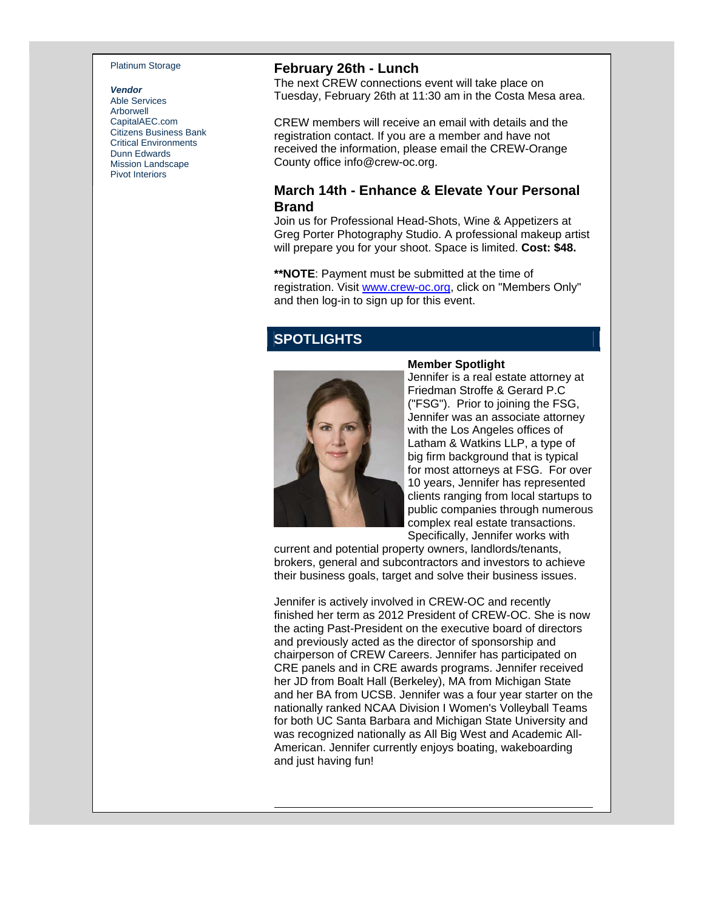Platinum Storage

***Vendor***

Able Services
Arborwell
CapitalAEC.com
Citizens Business Bank
Critical Environments
Dunn Edwards
Mission Landscape
Pivot Interiors

### February 26th - Lunch

The next CREW connections event will take place on Tuesday, February 26th at 11:30 am in the Costa Mesa area.

CREW members will receive an email with details and the registration contact. If you are a member and have not received the information, please email the CREW-Orange County office info@crew-oc.org.

### March 14th - Enhance & Elevate Your Personal Brand

Join us for Professional Head-Shots, Wine & Appetizers at Greg Porter Photography Studio. A professional makeup artist will prepare you for your shoot. Space is limited. **Cost: $48.**

****NOTE**: Payment must be submitted at the time of registration. Visit www.crew-oc.org, click on "Members Only" and then log-in to sign up for this event.

## SPOTLIGHTS

**Member Spotlight**

Jennifer is a real estate attorney at Friedman Stroffe & Gerard P.C ("FSG"). Prior to joining the FSG, Jennifer was an associate attorney with the Los Angeles offices of Latham & Watkins LLP, a type of big firm background that is typical for most attorneys at FSG. For over 10 years, Jennifer has represented clients ranging from local startups to public companies through numerous complex real estate transactions. Specifically, Jennifer works with current and potential property owners, landlords/tenants, brokers, general and subcontractors and investors to achieve their business goals, target and solve their business issues.

Jennifer is actively involved in CREW-OC and recently finished her term as 2012 President of CREW-OC. She is now the acting Past-President on the executive board of directors and previously acted as the director of sponsorship and chairperson of CREW Careers. Jennifer has participated on CRE panels and in CRE awards programs. Jennifer received her JD from Boalt Hall (Berkeley), MA from Michigan State and her BA from UCSB. Jennifer was a four year starter on the nationally ranked NCAA Division I Women's Volleyball Teams for both UC Santa Barbara and Michigan State University and was recognized nationally as All Big West and Academic All-American. Jennifer currently enjoys boating, wakeboarding and just having fun!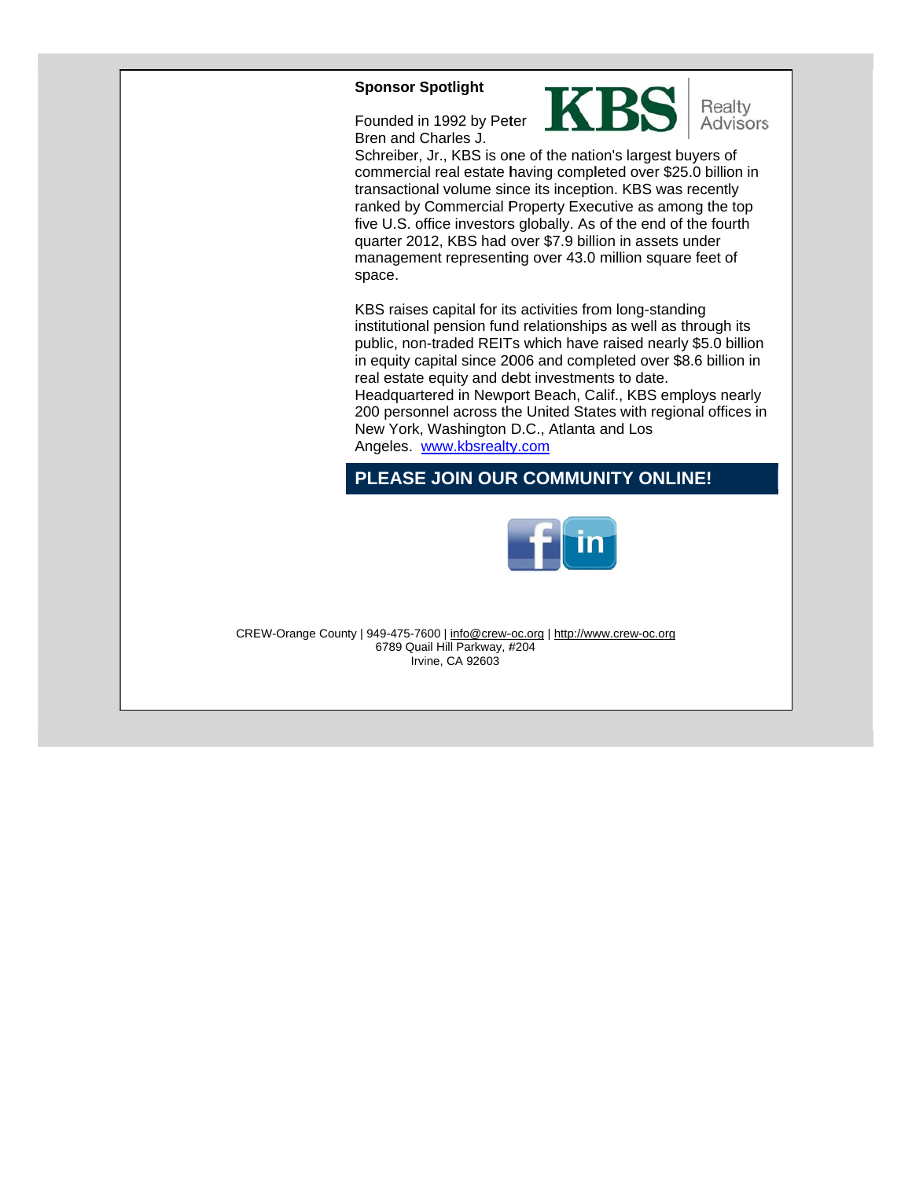**Sponsor Spotlight**

Founded in 1992 by Peter Bren and Charles J. Schreiber, Jr., KBS is one of the nation's largest buyers of commercial real estate having completed over $25.0 billion in transactional volume since its inception. KBS was recently ranked by Commercial Property Executive as among the top five U.S. office investors globally. As of the end of the fourth quarter 2012, KBS had over $7.9 billion in assets under management representing over 43.0 million square feet of space.

KBS raises capital for its activities from long-standing institutional pension fund relationships as well as through its public, non-traded REITs which have raised nearly $5.0 billion in equity capital since 2006 and completed over $8.6 billion in real estate equity and debt investments to date. Headquartered in Newport Beach, Calif., KBS employs nearly 200 personnel across the United States with regional offices in New York, Washington D.C., Atlanta and Los Angeles. www.kbsrealty.com

## PLEASE JOIN OUR COMMUNITY ONLINE!

CREW-Orange County | 949-475-7600 | info@crew-oc.org | http://www.crew-oc.org
6789 Quail Hill Parkway, #204
Irvine, CA 92603